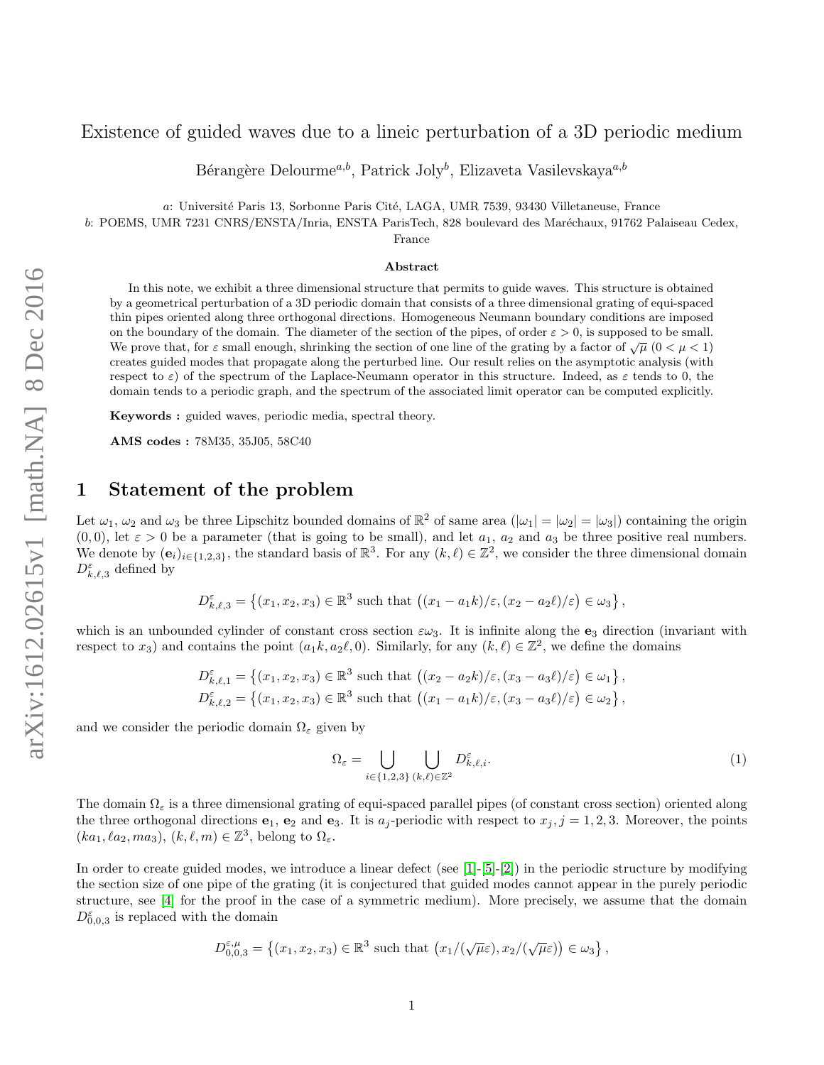# Existence of guided waves due to a lineic perturbation of a 3D periodic medium

Bérangère Delourme[a,b], Patrick Joly[b], Elizaveta Vasilevskaya[a,b]

a: Université Paris 13, Sorbonne Paris Cité, LAGA, UMR 7539, 93430 Villetaneuse, France

b: POEMS, UMR 7231 CNRS/ENSTA/Inria, ENSTA ParisTech, 828 boulevard des Maréchaux, 91762 Palaiseau Cedex, France

### Abstract

In this note, we exhibit a three dimensional structure that permits to guide waves. This structure is obtained by a geometrical perturbation of a 3D periodic domain that consists of a three dimensional grating of equi-spaced thin pipes oriented along three orthogonal directions. Homogeneous Neumann boundary conditions are imposed on the boundary of the domain. The diameter of the section of the pipes, of order $\varepsilon > 0$, is supposed to be small. We prove that, for $\varepsilon$ small enough, shrinking the section of one line of the grating by a factor of $\sqrt{\mu}$ $(0 < \mu < 1)$ creates guided modes that propagate along the perturbed line. Our result relies on the asymptotic analysis (with respect to $\varepsilon$) of the spectrum of the Laplace-Neumann operator in this structure. Indeed, as $\varepsilon$ tends to 0, the domain tends to a periodic graph, and the spectrum of the associated limit operator can be computed explicitly.

**Keywords :** guided waves, periodic media, spectral theory.

**AMS codes :** 78M35, 35J05, 58C40

## 1 Statement of the problem

Let $\omega_1$, $\omega_2$ and $\omega_3$ be three Lipschitz bounded domains of $\mathbb{R}^2$ of same area ($|\omega_1| = |\omega_2| = |\omega_3|$) containing the origin $(0, 0)$, let $\varepsilon > 0$ be a parameter (that is going to be small), and let $a_1$, $a_2$ and $a_3$ be three positive real numbers. We denote by $(\mathbf{e}_i)_{i \in \{1,2,3\}}$, the standard basis of $\mathbb{R}^3$. For any $(k, \ell) \in \mathbb{Z}^2$, we consider the three dimensional domain $D^\varepsilon_{k,\ell,3}$ defined by

$$D^\varepsilon_{k,\ell,3} = \left\{ (x_1, x_2, x_3) \in \mathbb{R}^3 \text{ such that } \big((x_1 - a_1 k)/\varepsilon, (x_2 - a_2 \ell)/\varepsilon\big) \in \omega_3 \right\},$$

which is an unbounded cylinder of constant cross section $\varepsilon\omega_3$. It is infinite along the $\mathbf{e}_3$ direction (invariant with respect to $x_3$) and contains the point $(a_1 k, a_2 \ell, 0)$. Similarly, for any $(k, \ell) \in \mathbb{Z}^2$, we define the domains

$$D^\varepsilon_{k,\ell,1} = \left\{ (x_1, x_2, x_3) \in \mathbb{R}^3 \text{ such that } \big((x_2 - a_2 k)/\varepsilon, (x_3 - a_3 \ell)/\varepsilon\big) \in \omega_1 \right\},$$
$$D^\varepsilon_{k,\ell,2} = \left\{ (x_1, x_2, x_3) \in \mathbb{R}^3 \text{ such that } \big((x_1 - a_1 k)/\varepsilon, (x_3 - a_3 \ell)/\varepsilon\big) \in \omega_2 \right\},$$

and we consider the periodic domain $\Omega_\varepsilon$ given by

$$\Omega_\varepsilon = \bigcup_{i \in \{1,2,3\}} \bigcup_{(k,\ell) \in \mathbb{Z}^2} D^\varepsilon_{k,\ell,i}. \tag{1}$$

The domain $\Omega_\varepsilon$ is a three dimensional grating of equi-spaced parallel pipes (of constant cross section) oriented along the three orthogonal directions $\mathbf{e}_1$, $\mathbf{e}_2$ and $\mathbf{e}_3$. It is $a_j$-periodic with respect to $x_j$, $j = 1, 2, 3$. Moreover, the points $(ka_1, \ell a_2, ma_3)$, $(k, \ell, m) \in \mathbb{Z}^3$, belong to $\Omega_\varepsilon$.

In order to create guided modes, we introduce a linear defect (see [1]-[5]-[2]) in the periodic structure by modifying the section size of one pipe of the grating (it is conjectured that guided modes cannot appear in the purely periodic structure, see [4] for the proof in the case of a symmetric medium). More precisely, we assume that the domain $D^\varepsilon_{0,0,3}$ is replaced with the domain

$$D^{\varepsilon,\mu}_{0,0,3} = \left\{ (x_1, x_2, x_3) \in \mathbb{R}^3 \text{ such that } \big(x_1/(\sqrt{\mu}\varepsilon), x_2/(\sqrt{\mu}\varepsilon)\big) \in \omega_3 \right\},$$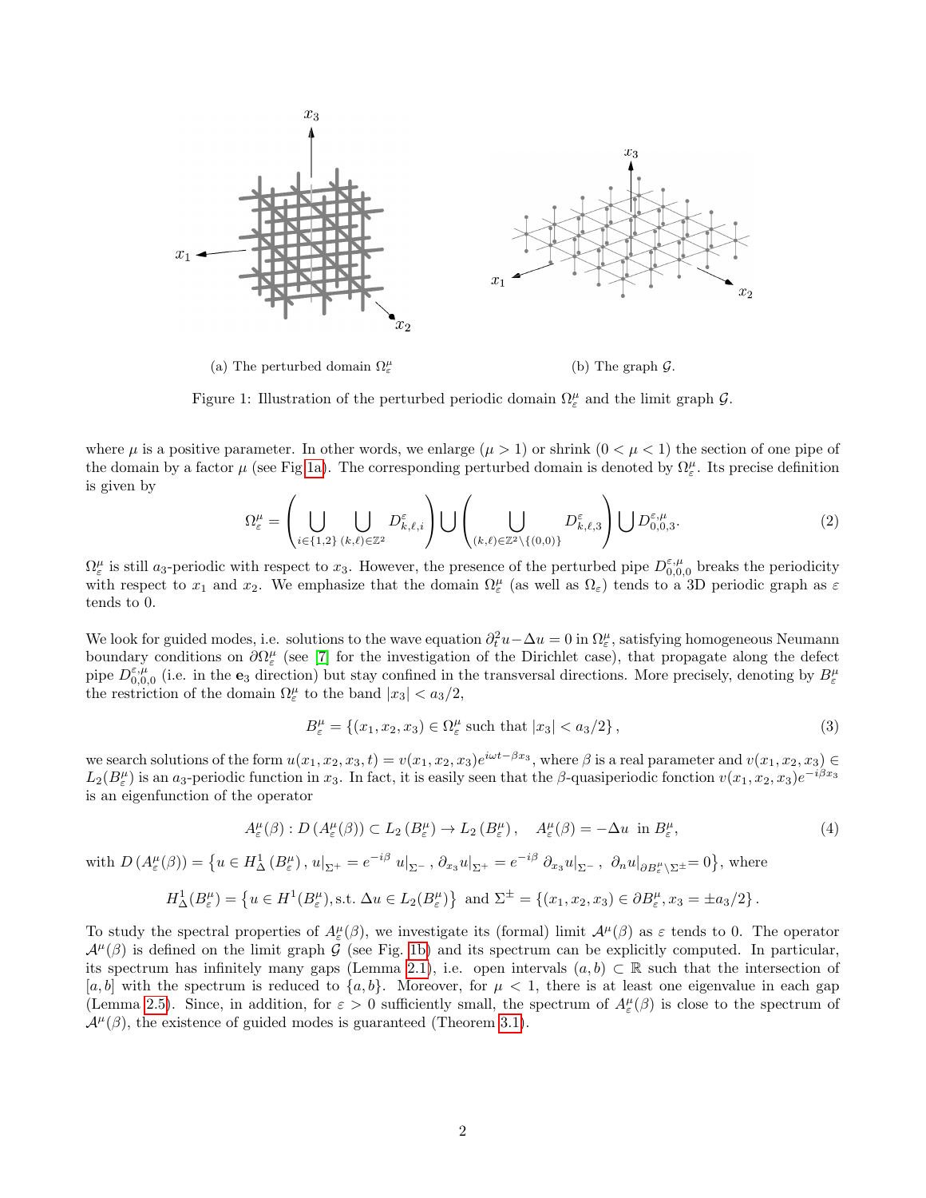(a) The perturbed domain $\Omega_\varepsilon^\mu$

(b) The graph $\mathcal{G}$.

Figure 1: Illustration of the perturbed periodic domain $\Omega_\varepsilon^\mu$ and the limit graph $\mathcal{G}$.

where $\mu$ is a positive parameter. In other words, we enlarge ($\mu > 1$) or shrink ($0 < \mu < 1$) the section of one pipe of the domain by a factor $\mu$ (see Fig 1a). The corresponding perturbed domain is denoted by $\Omega_\varepsilon^\mu$. Its precise definition is given by

$$\Omega_\varepsilon^\mu = \left( \bigcup_{i\in\{1,2\}} \bigcup_{(k,\ell)\in\mathbb{Z}^2} D^\varepsilon_{k,\ell,i} \right) \bigcup \left( \bigcup_{(k,\ell)\in\mathbb{Z}^2\setminus\{(0,0)\}} D^\varepsilon_{k,\ell,3} \right) \bigcup D^{\varepsilon,\mu}_{0,0,3}. \tag{2}$$

$\Omega_\varepsilon^\mu$ is still $a_3$-periodic with respect to $x_3$. However, the presence of the perturbed pipe $D^{\varepsilon,\mu}_{0,0,0}$ breaks the periodicity with respect to $x_1$ and $x_2$. We emphasize that the domain $\Omega_\varepsilon^\mu$ (as well as $\Omega_\varepsilon$) tends to a 3D periodic graph as $\varepsilon$ tends to 0.

We look for guided modes, i.e. solutions to the wave equation $\partial_t^2 u - \Delta u = 0$ in $\Omega_\varepsilon^\mu$, satisfying homogeneous Neumann boundary conditions on $\partial\Omega_\varepsilon^\mu$ (see [7] for the investigation of the Dirichlet case), that propagate along the defect pipe $D^{\varepsilon,\mu}_{0,0,0}$ (i.e. in the $\mathbf{e}_3$ direction) but stay confined in the transversal directions. More precisely, denoting by $B_\varepsilon^\mu$ the restriction of the domain $\Omega_\varepsilon^\mu$ to the band $|x_3| < a_3/2$,

$$B_\varepsilon^\mu = \{(x_1, x_2, x_3) \in \Omega_\varepsilon^\mu \text{ such that } |x_3| < a_3/2\}, \tag{3}$$

we search solutions of the form $u(x_1, x_2, x_3, t) = v(x_1, x_2, x_3)e^{i\omega t - \beta x_3}$, where $\beta$ is a real parameter and $v(x_1, x_2, x_3) \in L_2(B_\varepsilon^\mu)$ is an $a_3$-periodic function in $x_3$. In fact, it is easily seen that the $\beta$-quasiperiodic fonction $v(x_1, x_2, x_3)e^{-i\beta x_3}$ is an eigenfunction of the operator

$$A_\varepsilon^\mu(\beta) : D\left(A_\varepsilon^\mu(\beta)\right) \subset L_2\left(B_\varepsilon^\mu\right) \to L_2\left(B_\varepsilon^\mu\right), \quad A_\varepsilon^\mu(\beta) = -\Delta u \text{ in } B_\varepsilon^\mu, \tag{4}$$

with $D\left(A_\varepsilon^\mu(\beta)\right) = \left\{u \in H^1_\Delta\left(B_\varepsilon^\mu\right),\, u|_{\Sigma^+} = e^{-i\beta}\, u|_{\Sigma^-},\, \partial_{x_3} u|_{\Sigma^+} = e^{-i\beta}\, \partial_{x_3} u|_{\Sigma^-},\, \partial_n u|_{\partial B_\varepsilon^\mu \setminus \Sigma^\pm} = 0\right\}$, where

$$H^1_\Delta(B_\varepsilon^\mu) = \left\{u \in H^1(B_\varepsilon^\mu), \text{s.t. } \Delta u \in L_2(B_\varepsilon^\mu)\right\} \text{ and } \Sigma^\pm = \{(x_1, x_2, x_3) \in \partial B_\varepsilon^\mu, x_3 = \pm a_3/2\}.$$

To study the spectral properties of $A_\varepsilon^\mu(\beta)$, we investigate its (formal) limit $\mathcal{A}^\mu(\beta)$ as $\varepsilon$ tends to 0. The operator $\mathcal{A}^\mu(\beta)$ is defined on the limit graph $\mathcal{G}$ (see Fig. 1b) and its spectrum can be explicitly computed. In particular, its spectrum has infinitely many gaps (Lemma 2.1), i.e. open intervals $(a, b) \subset \mathbb{R}$ such that the intersection of $[a, b]$ with the spectrum is reduced to $\{a, b\}$. Moreover, for $\mu < 1$, there is at least one eigenvalue in each gap (Lemma 2.5). Since, in addition, for $\varepsilon > 0$ sufficiently small, the spectrum of $A_\varepsilon^\mu(\beta)$ is close to the spectrum of $\mathcal{A}^\mu(\beta)$, the existence of guided modes is guaranteed (Theorem 3.1).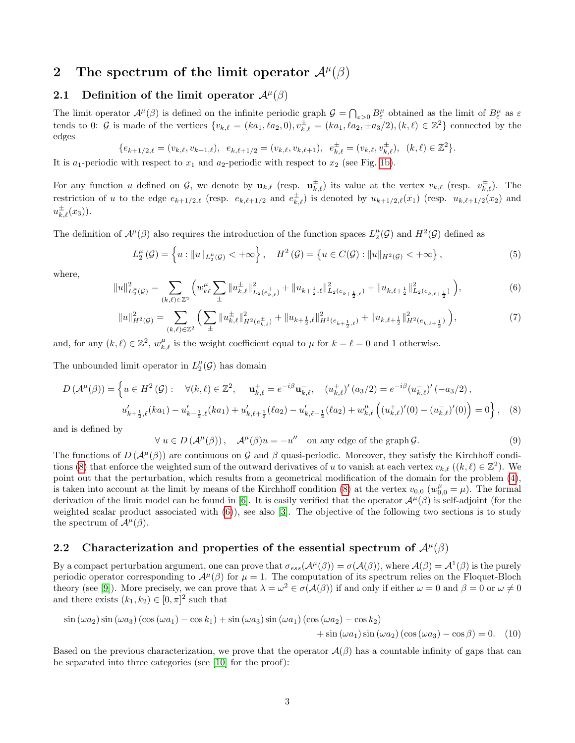## 2 The spectrum of the limit operator $\mathcal{A}^\mu(\beta)$

### 2.1 Definition of the limit operator $\mathcal{A}^\mu(\beta)$

The limit operator $\mathcal{A}^\mu(\beta)$ is defined on the infinite periodic graph $\mathcal{G} = \bigcap_{\varepsilon>0} B^\mu_\varepsilon$ obtained as the limit of $B^\mu_\varepsilon$ as $\varepsilon$ tends to 0: $\mathcal{G}$ is made of the vertices $\{v_{k,\ell} = (ka_1, \ell a_2, 0), v^\pm_{k,\ell} = (ka_1, \ell a_2, \pm a_3/2), (k,\ell) \in \mathbb{Z}^2\}$ connected by the edges

$$\{e_{k+1/2,\ell} = (v_{k,\ell}, v_{k+1,\ell}),\ \ e_{k,\ell+1/2} = (v_{k,\ell}, v_{k,\ell+1}),\ \ e^\pm_{k,\ell} = (v_{k,\ell}, v^\pm_{k,\ell}),\ \ (k,\ell) \in \mathbb{Z}^2\}.$$

It is $a_1$-periodic with respect to $x_1$ and $a_2$-periodic with respect to $x_2$ (see Fig. 1b).

For any function $u$ defined on $\mathcal{G}$, we denote by $\mathbf{u}_{k,\ell}$ (resp. $\mathbf{u}^\pm_{k,\ell}$) its value at the vertex $v_{k,\ell}$ (resp. $v^\pm_{k,\ell}$). The restriction of $u$ to the edge $e_{k+1/2,\ell}$ (resp. $e_{k,\ell+1/2}$ and $e^\pm_{k,\ell}$) is denoted by $u_{k+1/2,\ell}(x_1)$ (resp. $u_{k,\ell+1/2}(x_2)$ and $u^\pm_{k,\ell}(x_3)$).

The definition of $\mathcal{A}^\mu(\beta)$ also requires the introduction of the function spaces $L^\mu_2(\mathcal{G})$ and $H^2(\mathcal{G})$ defined as

$$L^\mu_2(\mathcal{G}) = \left\{u : \|u\|_{L^\mu_2(\mathcal{G})} < +\infty\right\}, \quad H^2(\mathcal{G}) = \left\{u \in C(\mathcal{G}) : \|u\|_{H^2(\mathcal{G})} < +\infty\right\}, \tag{5}$$

where,

$$\|u\|^2_{L^\mu_2(\mathcal{G})} = \sum_{(k,\ell)\in\mathbb{Z}^2} \Big( w^\mu_{k\ell} \sum_\pm \|u^\pm_{k,\ell}\|^2_{L_2(e^\pm_{k,\ell})} + \|u_{k+\frac12,\ell}\|^2_{L_2(e_{k+\frac12,\ell})} + \|u_{k,\ell+\frac12}\|^2_{L_2(e_{k,\ell+\frac12})} \Big), \tag{6}$$

$$\|u\|^2_{H^2(\mathcal{G})} = \sum_{(k,\ell)\in\mathbb{Z}^2} \Big( \sum_\pm \|u^\pm_{k,\ell}\|^2_{H^2(e^\pm_{k,\ell})} + \|u_{k+\frac12,\ell}\|^2_{H^2(e_{k+\frac12,\ell})} + \|u_{k,\ell+\frac12}\|^2_{H^2(e_{k,\ell+\frac12})} \Big), \tag{7}$$

and, for any $(k,\ell) \in \mathbb{Z}^2$, $w^\mu_{k,\ell}$ is the weight coefficient equal to $\mu$ for $k = \ell = 0$ and 1 otherwise.

The unbounded limit operator in $L^\mu_2(\mathcal{G})$ has domain

$$\begin{aligned} D\left(\mathcal{A}^\mu(\beta)\right) = \Big\{ u \in H^2(\mathcal{G}) :\quad & \forall (k,\ell) \in \mathbb{Z}^2, \quad \mathbf{u}^+_{k,\ell} = e^{-i\beta}\mathbf{u}^-_{k,\ell}, \quad (u^+_{k,\ell})'(a_3/2) = e^{-i\beta}(u^-_{k,\ell})'(-a_3/2), \\ & u'_{k+\frac12,\ell}(ka_1) - u'_{k-\frac12,\ell}(ka_1) + u'_{k,\ell+\frac12}(\ell a_2) - u'_{k,\ell-\frac12}(\ell a_2) + w^\mu_{k,\ell}\left((u^+_{k,\ell})'(0) - (u^-_{k,\ell})'(0)\right) = 0 \Big\}, \end{aligned} \tag{8}$$

and is defined by

$$\forall\, u \in D\left(\mathcal{A}^\mu(\beta)\right), \quad \mathcal{A}^\mu(\beta)u = -u'' \quad \text{on any edge of the graph}\, \mathcal{G}. \tag{9}$$

The functions of $D\left(\mathcal{A}^\mu(\beta)\right)$ are continuous on $\mathcal{G}$ and $\beta$ quasi-periodic. Moreover, they satisfy the Kirchhoff conditions (8) that enforce the weighted sum of the outward derivatives of $u$ to vanish at each vertex $v_{k,\ell}$ ($(k,\ell) \in \mathbb{Z}^2$). We point out that the perturbation, which results from a geometrical modification of the domain for the problem (4), is taken into account at the limit by means of the Kirchhoff condition (8) at the vertex $v_{0,0}$ ($w^\mu_{0,0} = \mu$). The formal derivation of the limit model can be found in [6]. It is easily verified that the operator $\mathcal{A}^\mu(\beta)$ is self-adjoint (for the weighted scalar product associated with (6)), see also [3]. The objective of the following two sections is to study the spectrum of $\mathcal{A}^\mu(\beta)$.

### 2.2 Characterization and properties of the essential spectrum of $\mathcal{A}^\mu(\beta)$

By a compact perturbation argument, one can prove that $\sigma_{ess}(\mathcal{A}^\mu(\beta)) = \sigma(\mathcal{A}(\beta))$, where $\mathcal{A}(\beta) = \mathcal{A}^1(\beta)$ is the purely periodic operator corresponding to $\mathcal{A}^\mu(\beta)$ for $\mu = 1$. The computation of its spectrum relies on the Floquet-Bloch theory (see [9]). More precisely, we can prove that $\lambda = \omega^2 \in \sigma(\mathcal{A}(\beta))$ if and only if either $\omega = 0$ and $\beta = 0$ or $\omega \neq 0$ and there exists $(k_1, k_2) \in [0,\pi]^2$ such that

$$\begin{aligned} \sin(\omega a_2)\sin(\omega a_3)\left(\cos(\omega a_1) - \cos k_1\right) + \sin(\omega a_3)\sin(\omega a_1)\left(\cos(\omega a_2) - \cos k_2\right) \\ + \sin(\omega a_1)\sin(\omega a_2)\left(\cos(\omega a_3) - \cos\beta\right) = 0. \end{aligned} \tag{10}$$

Based on the previous characterization, we prove that the operator $\mathcal{A}(\beta)$ has a countable infinity of gaps that can be separated into three categories (see [10] for the proof):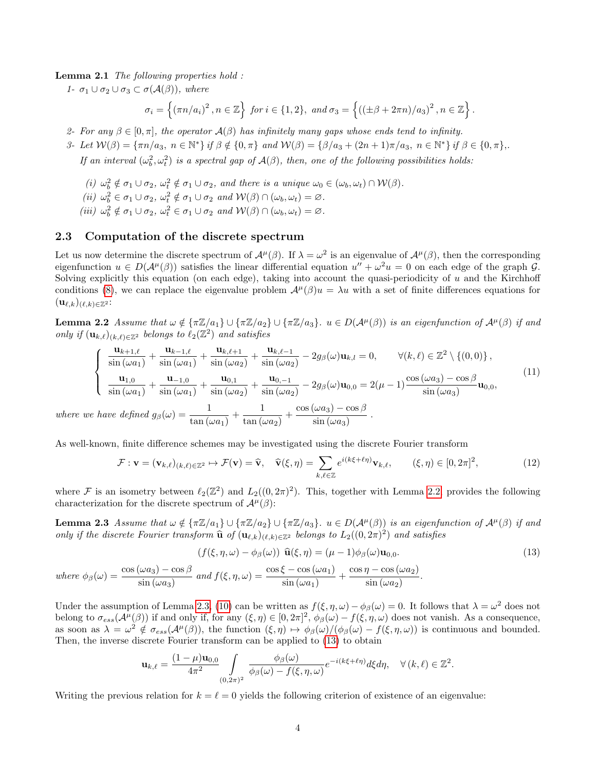**Lemma 2.1** *The following properties hold :*

*1- $\sigma_1 \cup \sigma_2 \cup \sigma_3 \subset \sigma(\mathcal{A}(\beta))$, where*

$$\sigma_i = \left\{ (\pi n/a_i)^2 \,, n \in \mathbb{Z} \right\} \text{ for } i \in \{1,2\}, \text{ and } \sigma_3 = \left\{ ((\pm\beta + 2\pi n)/a_3)^2 \,, n \in \mathbb{Z} \right\}.$$

*2- For any $\beta \in [0,\pi]$, the operator $\mathcal{A}(\beta)$ has infinitely many gaps whose ends tend to infinity.*

*3- Let $\mathcal{W}(\beta) = \{\pi n/a_3,\ n \in \mathbb{N}^*\}$ if $\beta \notin \{0,\pi\}$ and $\mathcal{W}(\beta) = \{\beta/a_3 + (2n+1)\pi/a_3,\ n \in \mathbb{N}^*\}$ if $\beta \in \{0,\pi\}$,.*
*If an interval $(\omega_b^2, \omega_t^2)$ is a spectral gap of $\mathcal{A}(\beta)$, then, one of the following possibilities holds:*

*(i) $\omega_b^2 \notin \sigma_1 \cup \sigma_2$, $\omega_t^2 \notin \sigma_1 \cup \sigma_2$, and there is a unique $\omega_0 \in (\omega_b, \omega_t) \cap \mathcal{W}(\beta)$.*

*(ii) $\omega_b^2 \in \sigma_1 \cup \sigma_2$, $\omega_t^2 \notin \sigma_1 \cup \sigma_2$ and $\mathcal{W}(\beta) \cap (\omega_b, \omega_t) = \varnothing$.*

*(iii) $\omega_b^2 \notin \sigma_1 \cup \sigma_2$, $\omega_t^2 \in \sigma_1 \cup \sigma_2$ and $\mathcal{W}(\beta) \cap (\omega_b, \omega_t) = \varnothing$.*

## 2.3 Computation of the discrete spectrum

Let us now determine the discrete spectrum of $\mathcal{A}^\mu(\beta)$. If $\lambda = \omega^2$ is an eigenvalue of $\mathcal{A}^\mu(\beta)$, then the corresponding eigenfunction $u \in D(\mathcal{A}^\mu(\beta))$ satisfies the linear differential equation $u'' + \omega^2 u = 0$ on each edge of the graph $\mathcal{G}$. Solving explicitly this equation (on each edge), taking into account the quasi-periodicity of $u$ and the Kirchhoff conditions (8), we can replace the eigenvalue problem $\mathcal{A}^\mu(\beta)u = \lambda u$ with a set of finite differences equations for $(\mathbf{u}_{\ell,k})_{(\ell,k)\in\mathbb{Z}^2}$:

**Lemma 2.2** *Assume that $\omega \notin \{\pi\mathbb{Z}/a_1\} \cup \{\pi\mathbb{Z}/a_2\} \cup \{\pi\mathbb{Z}/a_3\}$. $u \in D(\mathcal{A}^\mu(\beta))$ is an eigenfunction of $\mathcal{A}^\mu(\beta)$ if and only if $(\mathbf{u}_{k,\ell})_{(k,\ell)\in\mathbb{Z}^2}$ belongs to $\ell_2(\mathbb{Z}^2)$ and satisfies*

$$\left\{ \begin{array}{ll} \dfrac{\mathbf{u}_{k+1,\ell}}{\sin(\omega a_1)} + \dfrac{\mathbf{u}_{k-1,\ell}}{\sin(\omega a_1)} + \dfrac{\mathbf{u}_{k,\ell+1}}{\sin(\omega a_2)} + \dfrac{\mathbf{u}_{k,\ell-1}}{\sin(\omega a_2)} - 2g_\beta(\omega)\mathbf{u}_{k,l} = 0, & \forall (k,\ell) \in \mathbb{Z}^2 \setminus \{(0,0)\}, \\ \dfrac{\mathbf{u}_{1,0}}{\sin(\omega a_1)} + \dfrac{\mathbf{u}_{-1,0}}{\sin(\omega a_1)} + \dfrac{\mathbf{u}_{0,1}}{\sin(\omega a_2)} + \dfrac{\mathbf{u}_{0,-1}}{\sin(\omega a_2)} - 2g_\beta(\omega)\mathbf{u}_{0,0} = 2(\mu-1)\dfrac{\cos(\omega a_3) - \cos\beta}{\sin(\omega a_3)}\mathbf{u}_{0,0}, & \end{array} \right. \tag{11}$$

*where we have defined $g_\beta(\omega) = \dfrac{1}{\tan(\omega a_1)} + \dfrac{1}{\tan(\omega a_2)} + \dfrac{\cos(\omega a_3) - \cos\beta}{\sin(\omega a_3)}$ .*

As well-known, finite difference schemes may be investigated using the discrete Fourier transform

$$\mathcal{F} : \mathbf{v} = (\mathbf{v}_{k,\ell})_{(k,\ell)\in\mathbb{Z}^2} \mapsto \mathcal{F}(\mathbf{v}) = \widehat{\mathbf{v}}, \quad \widehat{\mathbf{v}}(\xi,\eta) = \sum_{k,\ell\in\mathbb{Z}} e^{i(k\xi+\ell\eta)}\mathbf{v}_{k,\ell}, \qquad (\xi,\eta) \in [0,2\pi]^2, \tag{12}$$

where $\mathcal{F}$ is an isometry between $\ell_2(\mathbb{Z}^2)$ and $L_2((0,2\pi)^2)$. This, together with Lemma 2.2, provides the following characterization for the discrete spectrum of $\mathcal{A}^\mu(\beta)$:

**Lemma 2.3** *Assume that $\omega \notin \{\pi\mathbb{Z}/a_1\} \cup \{\pi\mathbb{Z}/a_2\} \cup \{\pi\mathbb{Z}/a_3\}$. $u \in D(\mathcal{A}^\mu(\beta))$ is an eigenfunction of $\mathcal{A}^\mu(\beta)$ if and only if the discrete Fourier transform $\widehat{\mathbf{u}}$ of $(\mathbf{u}_{\ell,k})_{(\ell,k)\in\mathbb{Z}^2}$ belongs to $L_2((0,2\pi)^2)$ and satisfies*

$$\left(f(\xi,\eta,\omega) - \phi_\beta(\omega)\right)\ \widehat{\mathbf{u}}(\xi,\eta) = (\mu-1)\phi_\beta(\omega)\mathbf{u}_{0,0}. \tag{13}$$

*where $\phi_\beta(\omega) = \dfrac{\cos(\omega a_3) - \cos\beta}{\sin(\omega a_3)}$ and $f(\xi,\eta,\omega) = \dfrac{\cos\xi - \cos(\omega a_1)}{\sin(\omega a_1)} + \dfrac{\cos\eta - \cos(\omega a_2)}{\sin(\omega a_2)}$.*

Under the assumption of Lemma 2.3, (10) can be written as $f(\xi,\eta,\omega) - \phi_\beta(\omega) = 0$. It follows that $\lambda = \omega^2$ does not belong to $\sigma_{ess}(\mathcal{A}^\mu(\beta))$ if and only if, for any $(\xi,\eta) \in [0,2\pi]^2$, $\phi_\beta(\omega) - f(\xi,\eta,\omega)$ does not vanish. As a consequence, as soon as $\lambda = \omega^2 \notin \sigma_{ess}(\mathcal{A}^\mu(\beta))$, the function $(\xi,\eta) \mapsto \phi_\beta(\omega)/(\phi_\beta(\omega) - f(\xi,\eta,\omega))$ is continuous and bounded. Then, the inverse discrete Fourier transform can be applied to (13) to obtain

$$\mathbf{u}_{k,\ell} = \frac{(1-\mu)\mathbf{u}_{0,0}}{4\pi^2} \int\limits_{(0,2\pi)^2} \frac{\phi_\beta(\omega)}{\phi_\beta(\omega) - f(\xi,\eta,\omega)} e^{-i(k\xi+\ell\eta)} d\xi d\eta, \quad \forall\, (k,\ell) \in \mathbb{Z}^2.$$

Writing the previous relation for $k = \ell = 0$ yields the following criterion of existence of an eigenvalue: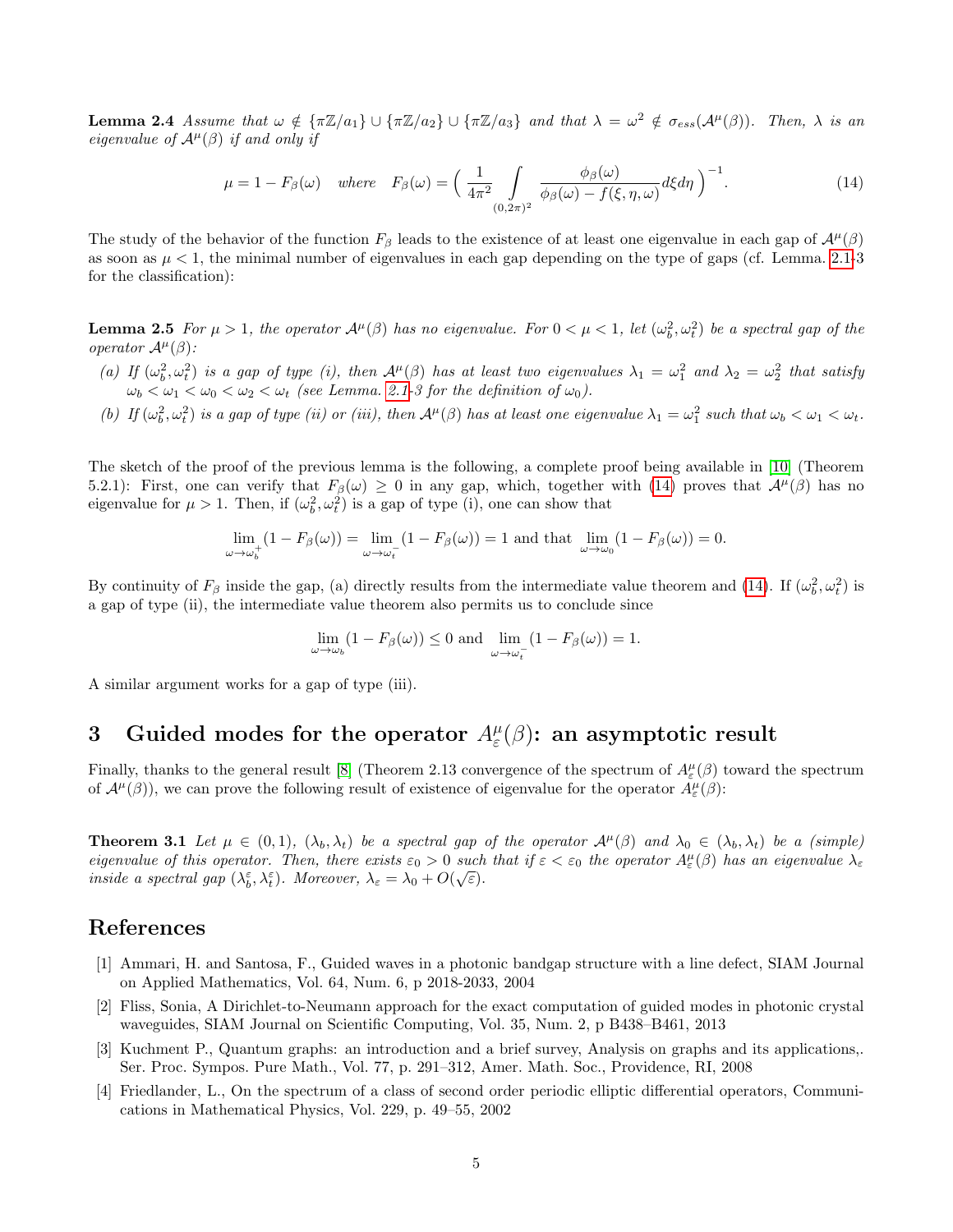**Lemma 2.4** *Assume that $\omega \notin \{\pi\mathbb{Z}/a_1\} \cup \{\pi\mathbb{Z}/a_2\} \cup \{\pi\mathbb{Z}/a_3\}$ and that $\lambda = \omega^2 \notin \sigma_{ess}(\mathcal{A}^\mu(\beta))$. Then, $\lambda$ is an eigenvalue of $\mathcal{A}^\mu(\beta)$ if and only if*

$$\mu = 1 - F_\beta(\omega) \quad \text{where} \quad F_\beta(\omega) = \Big( \frac{1}{4\pi^2} \int_{(0,2\pi)^2} \frac{\phi_\beta(\omega)}{\phi_\beta(\omega) - f(\xi,\eta,\omega)} d\xi d\eta \Big)^{-1}. \tag{14}$$

The study of the behavior of the function $F_\beta$ leads to the existence of at least one eigenvalue in each gap of $\mathcal{A}^\mu(\beta)$ as soon as $\mu < 1$, the minimal number of eigenvalues in each gap depending on the type of gaps (cf. Lemma. 2.1-3 for the classification):

**Lemma 2.5** *For $\mu > 1$, the operator $\mathcal{A}^\mu(\beta)$ has no eigenvalue. For $0 < \mu < 1$, let $(\omega_b^2, \omega_t^2)$ be a spectral gap of the operator $\mathcal{A}^\mu(\beta)$:*

*(a) If $(\omega_b^2, \omega_t^2)$ is a gap of type (i), then $\mathcal{A}^\mu(\beta)$ has at least two eigenvalues $\lambda_1 = \omega_1^2$ and $\lambda_2 = \omega_2^2$ that satisfy $\omega_b < \omega_1 < \omega_0 < \omega_2 < \omega_t$ (see Lemma. 2.1-3 for the definition of $\omega_0$).*

*(b) If $(\omega_b^2, \omega_t^2)$ is a gap of type (ii) or (iii), then $\mathcal{A}^\mu(\beta)$ has at least one eigenvalue $\lambda_1 = \omega_1^2$ such that $\omega_b < \omega_1 < \omega_t$.*

The sketch of the proof of the previous lemma is the following, a complete proof being available in [10] (Theorem 5.2.1): First, one can verify that $F_\beta(\omega) \geq 0$ in any gap, which, together with (14) proves that $\mathcal{A}^\mu(\beta)$ has no eigenvalue for $\mu > 1$. Then, if $(\omega_b^2, \omega_t^2)$ is a gap of type (i), one can show that

$$\lim_{\omega \to \omega_b^+} (1 - F_\beta(\omega)) = \lim_{\omega \to \omega_t^-} (1 - F_\beta(\omega)) = 1 \text{ and that } \lim_{\omega \to \omega_0} (1 - F_\beta(\omega)) = 0.$$

By continuity of $F_\beta$ inside the gap, (a) directly results from the intermediate value theorem and (14). If $(\omega_b^2, \omega_t^2)$ is a gap of type (ii), the intermediate value theorem also permits us to conclude since

$$\lim_{\omega \to \omega_b} (1 - F_\beta(\omega)) \leq 0 \text{ and } \lim_{\omega \to \omega_t^-} (1 - F_\beta(\omega)) = 1.$$

A similar argument works for a gap of type (iii).

# 3 Guided modes for the operator $A_\varepsilon^\mu(\beta)$: an asymptotic result

Finally, thanks to the general result [8] (Theorem 2.13 convergence of the spectrum of $A_\varepsilon^\mu(\beta)$ toward the spectrum of $\mathcal{A}^\mu(\beta)$), we can prove the following result of existence of eigenvalue for the operator $A_\varepsilon^\mu(\beta)$:

**Theorem 3.1** *Let $\mu \in (0,1)$, $(\lambda_b, \lambda_t)$ be a spectral gap of the operator $\mathcal{A}^\mu(\beta)$ and $\lambda_0 \in (\lambda_b, \lambda_t)$ be a (simple) eigenvalue of this operator. Then, there exists $\varepsilon_0 > 0$ such that if $\varepsilon < \varepsilon_0$ the operator $A_\varepsilon^\mu(\beta)$ has an eigenvalue $\lambda_\varepsilon$ inside a spectral gap $(\lambda_b^\varepsilon, \lambda_t^\varepsilon)$. Moreover, $\lambda_\varepsilon = \lambda_0 + O(\sqrt{\varepsilon})$.*

## References

[1] Ammari, H. and Santosa, F., Guided waves in a photonic bandgap structure with a line defect, SIAM Journal on Applied Mathematics, Vol. 64, Num. 6, p 2018-2033, 2004

[2] Fliss, Sonia, A Dirichlet-to-Neumann approach for the exact computation of guided modes in photonic crystal waveguides, SIAM Journal on Scientific Computing, Vol. 35, Num. 2, p B438–B461, 2013

[3] Kuchment P., Quantum graphs: an introduction and a brief survey, Analysis on graphs and its applications,. Ser. Proc. Sympos. Pure Math., Vol. 77, p. 291–312, Amer. Math. Soc., Providence, RI, 2008

[4] Friedlander, L., On the spectrum of a class of second order periodic elliptic differential operators, Communications in Mathematical Physics, Vol. 229, p. 49–55, 2002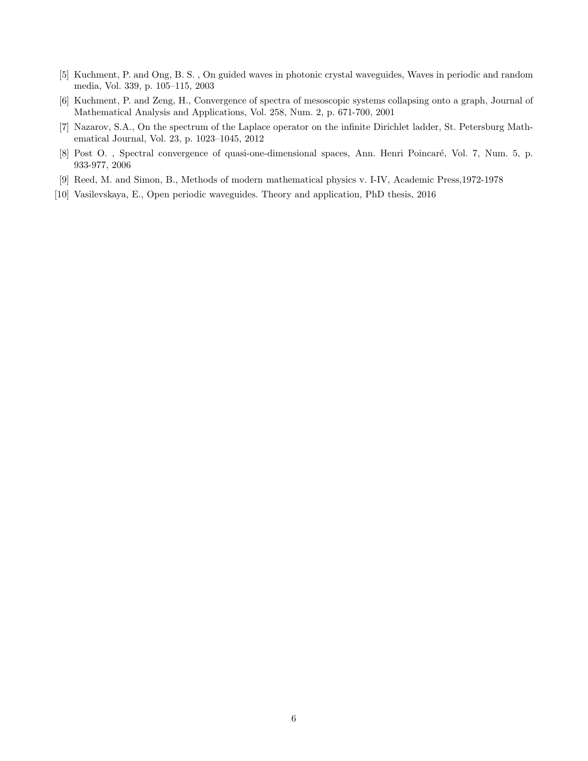[5] Kuchment, P. and Ong, B. S. , On guided waves in photonic crystal waveguides, Waves in periodic and random media, Vol. 339, p. 105–115, 2003

[6] Kuchment, P. and Zeng, H., Convergence of spectra of mesoscopic systems collapsing onto a graph, Journal of Mathematical Analysis and Applications, Vol. 258, Num. 2, p. 671-700, 2001

[7] Nazarov, S.A., On the spectrum of the Laplace operator on the infinite Dirichlet ladder, St. Petersburg Mathematical Journal, Vol. 23, p. 1023–1045, 2012

[8] Post O. , Spectral convergence of quasi-one-dimensional spaces, Ann. Henri Poincaré, Vol. 7, Num. 5, p. 933-977, 2006

[9] Reed, M. and Simon, B., Methods of modern mathematical physics v. I-IV, Academic Press,1972-1978

[10] Vasilevskaya, E., Open periodic waveguides. Theory and application, PhD thesis, 2016